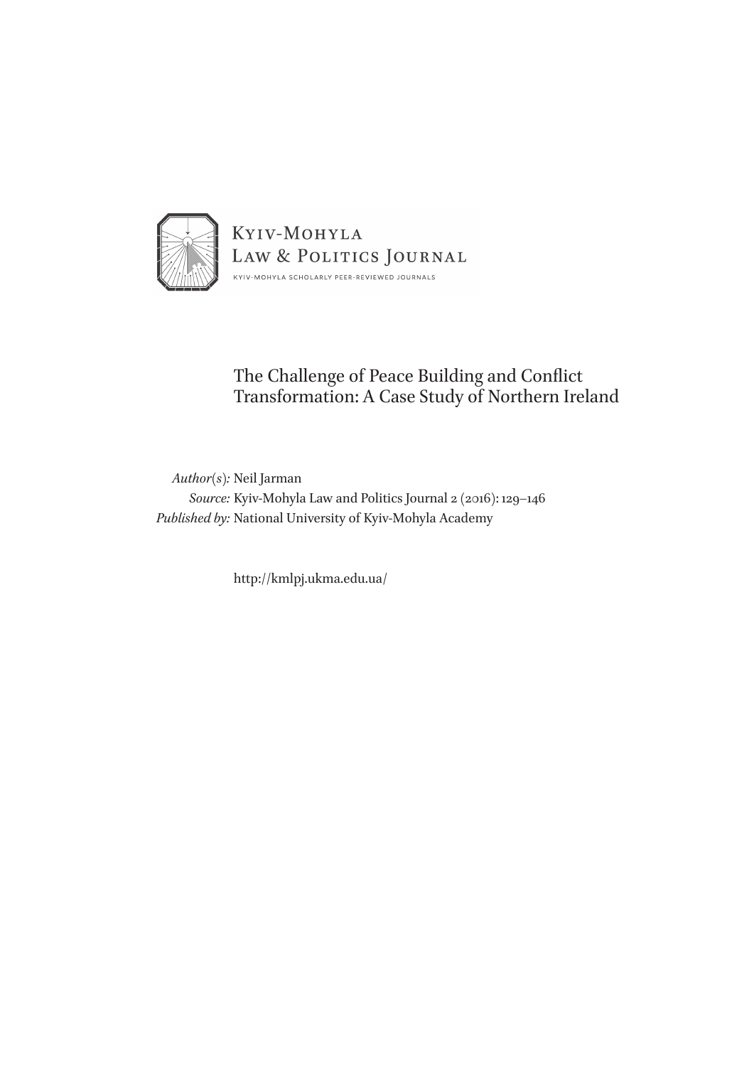Kyiv-Mohyla Law & Politics Journal

KYIV-MOHYLA SCHOLARLY PEER-REVIEWED JOURNALS

# The Challenge of Peace Building and Conflict Transformation: A Case Study of Northern Ireland

*Author(s):* Neil Jarman
*Source:* Kyiv-Mohyla Law and Politics Journal 2 (2016): 129–146
*Published by:* National University of Kyiv-Mohyla Academy

http://kmlpj.ukma.edu.ua/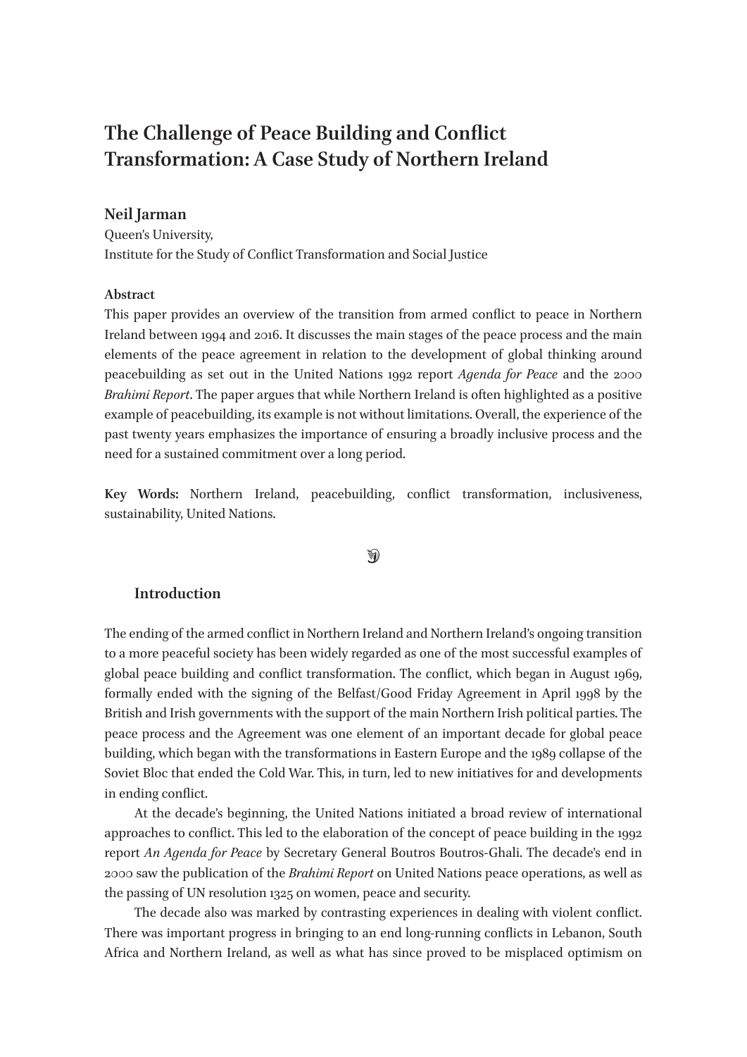# The Challenge of Peace Building and Conflict Transformation: A Case Study of Northern Ireland

**Neil Jarman**

Queen's University,
Institute for the Study of Conflict Transformation and Social Justice

**Abstract**

This paper provides an overview of the transition from armed conflict to peace in Northern Ireland between 1994 and 2016. It discusses the main stages of the peace process and the main elements of the peace agreement in relation to the development of global thinking around peacebuilding as set out in the United Nations 1992 report *Agenda for Peace* and the 2000 *Brahimi Report*. The paper argues that while Northern Ireland is often highlighted as a positive example of peacebuilding, its example is not without limitations. Overall, the experience of the past twenty years emphasizes the importance of ensuring a broadly inclusive process and the need for a sustained commitment over a long period.

**Key Words:** Northern Ireland, peacebuilding, conflict transformation, inclusiveness, sustainability, United Nations.

## Introduction

The ending of the armed conflict in Northern Ireland and Northern Ireland's ongoing transition to a more peaceful society has been widely regarded as one of the most successful examples of global peace building and conflict transformation. The conflict, which began in August 1969, formally ended with the signing of the Belfast/Good Friday Agreement in April 1998 by the British and Irish governments with the support of the main Northern Irish political parties. The peace process and the Agreement was one element of an important decade for global peace building, which began with the transformations in Eastern Europe and the 1989 collapse of the Soviet Bloc that ended the Cold War. This, in turn, led to new initiatives for and developments in ending conflict.

At the decade's beginning, the United Nations initiated a broad review of international approaches to conflict. This led to the elaboration of the concept of peace building in the 1992 report *An Agenda for Peace* by Secretary General Boutros Boutros-Ghali. The decade's end in 2000 saw the publication of the *Brahimi Report* on United Nations peace operations, as well as the passing of UN resolution 1325 on women, peace and security.

The decade also was marked by contrasting experiences in dealing with violent conflict. There was important progress in bringing to an end long-running conflicts in Lebanon, South Africa and Northern Ireland, as well as what has since proved to be misplaced optimism on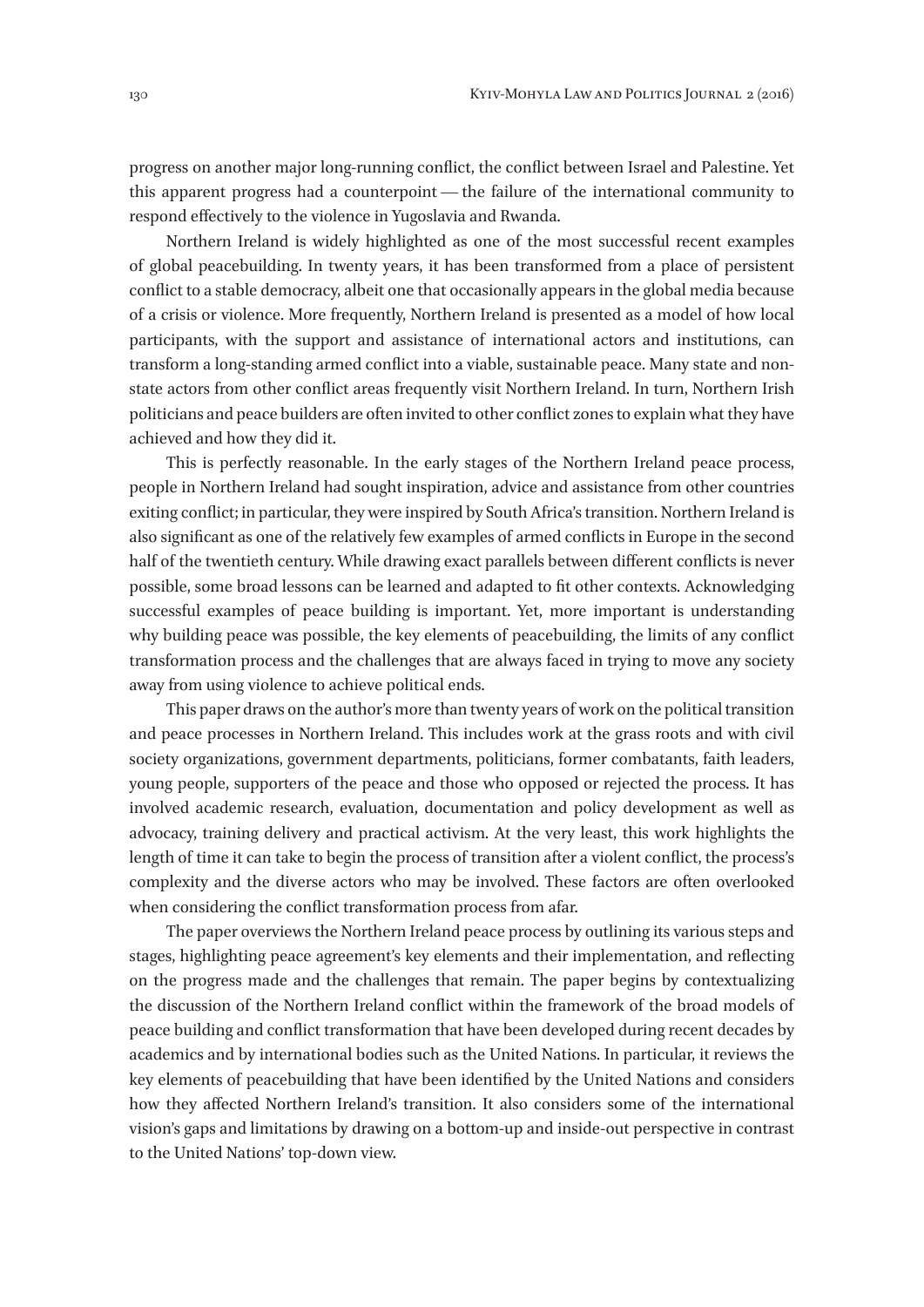progress on another major long-running conflict, the conflict between Israel and Palestine. Yet this apparent progress had a counterpoint — the failure of the international community to respond effectively to the violence in Yugoslavia and Rwanda.

Northern Ireland is widely highlighted as one of the most successful recent examples of global peacebuilding. In twenty years, it has been transformed from a place of persistent conflict to a stable democracy, albeit one that occasionally appears in the global media because of a crisis or violence. More frequently, Northern Ireland is presented as a model of how local participants, with the support and assistance of international actors and institutions, can transform a long-standing armed conflict into a viable, sustainable peace. Many state and non-state actors from other conflict areas frequently visit Northern Ireland. In turn, Northern Irish politicians and peace builders are often invited to other conflict zones to explain what they have achieved and how they did it.

This is perfectly reasonable. In the early stages of the Northern Ireland peace process, people in Northern Ireland had sought inspiration, advice and assistance from other countries exiting conflict; in particular, they were inspired by South Africa's transition. Northern Ireland is also significant as one of the relatively few examples of armed conflicts in Europe in the second half of the twentieth century. While drawing exact parallels between different conflicts is never possible, some broad lessons can be learned and adapted to fit other contexts. Acknowledging successful examples of peace building is important. Yet, more important is understanding why building peace was possible, the key elements of peacebuilding, the limits of any conflict transformation process and the challenges that are always faced in trying to move any society away from using violence to achieve political ends.

This paper draws on the author's more than twenty years of work on the political transition and peace processes in Northern Ireland. This includes work at the grass roots and with civil society organizations, government departments, politicians, former combatants, faith leaders, young people, supporters of the peace and those who opposed or rejected the process. It has involved academic research, evaluation, documentation and policy development as well as advocacy, training delivery and practical activism. At the very least, this work highlights the length of time it can take to begin the process of transition after a violent conflict, the process's complexity and the diverse actors who may be involved. These factors are often overlooked when considering the conflict transformation process from afar.

The paper overviews the Northern Ireland peace process by outlining its various steps and stages, highlighting peace agreement's key elements and their implementation, and reflecting on the progress made and the challenges that remain. The paper begins by contextualizing the discussion of the Northern Ireland conflict within the framework of the broad models of peace building and conflict transformation that have been developed during recent decades by academics and by international bodies such as the United Nations. In particular, it reviews the key elements of peacebuilding that have been identified by the United Nations and considers how they affected Northern Ireland's transition. It also considers some of the international vision's gaps and limitations by drawing on a bottom-up and inside-out perspective in contrast to the United Nations' top-down view.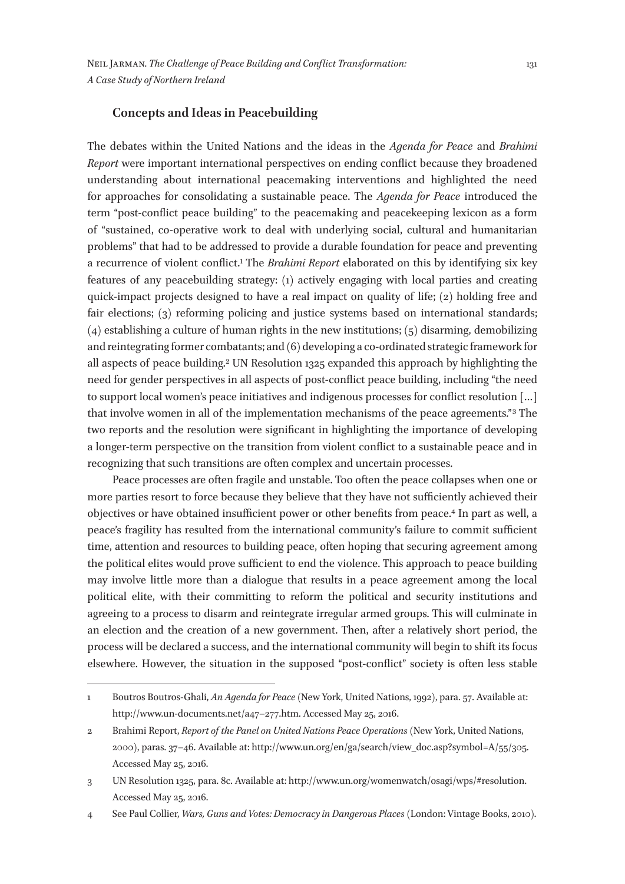## Concepts and Ideas in Peacebuilding

The debates within the United Nations and the ideas in the *Agenda for Peace* and *Brahimi Report* were important international perspectives on ending conflict because they broadened understanding about international peacemaking interventions and highlighted the need for approaches for consolidating a sustainable peace. The *Agenda for Peace* introduced the term "post-conflict peace building" to the peacemaking and peacekeeping lexicon as a form of "sustained, co-operative work to deal with underlying social, cultural and humanitarian problems" that had to be addressed to provide a durable foundation for peace and preventing a recurrence of violent conflict.[1] The *Brahimi Report* elaborated on this by identifying six key features of any peacebuilding strategy: (1) actively engaging with local parties and creating quick-impact projects designed to have a real impact on quality of life; (2) holding free and fair elections; (3) reforming policing and justice systems based on international standards; (4) establishing a culture of human rights in the new institutions; (5) disarming, demobilizing and reintegrating former combatants; and (6) developing a co-ordinated strategic framework for all aspects of peace building.[2] UN Resolution 1325 expanded this approach by highlighting the need for gender perspectives in all aspects of post-conflict peace building, including "the need to support local women's peace initiatives and indigenous processes for conflict resolution [...] that involve women in all of the implementation mechanisms of the peace agreements."[3] The two reports and the resolution were significant in highlighting the importance of developing a longer-term perspective on the transition from violent conflict to a sustainable peace and in recognizing that such transitions are often complex and uncertain processes.

Peace processes are often fragile and unstable. Too often the peace collapses when one or more parties resort to force because they believe that they have not sufficiently achieved their objectives or have obtained insufficient power or other benefits from peace.[4] In part as well, a peace's fragility has resulted from the international community's failure to commit sufficient time, attention and resources to building peace, often hoping that securing agreement among the political elites would prove sufficient to end the violence. This approach to peace building may involve little more than a dialogue that results in a peace agreement among the local political elite, with their committing to reform the political and security institutions and agreeing to a process to disarm and reintegrate irregular armed groups. This will culminate in an election and the creation of a new government. Then, after a relatively short period, the process will be declared a success, and the international community will begin to shift its focus elsewhere. However, the situation in the supposed "post-conflict" society is often less stable

---

1 Boutros Boutros-Ghali, *An Agenda for Peace* (New York, United Nations, 1992), para. 57. Available at: http://www.un-documents.net/a47–277.htm. Accessed May 25, 2016.

2 Brahimi Report, *Report of the Panel on United Nations Peace Operations* (New York, United Nations, 2000), paras. 37–46. Available at: http://www.un.org/en/ga/search/view_doc.asp?symbol=A/55/305. Accessed May 25, 2016.

3 UN Resolution 1325, para. 8c. Available at: http://www.un.org/womenwatch/osagi/wps/#resolution. Accessed May 25, 2016.

4 See Paul Collier, *Wars, Guns and Votes: Democracy in Dangerous Places* (London: Vintage Books, 2010).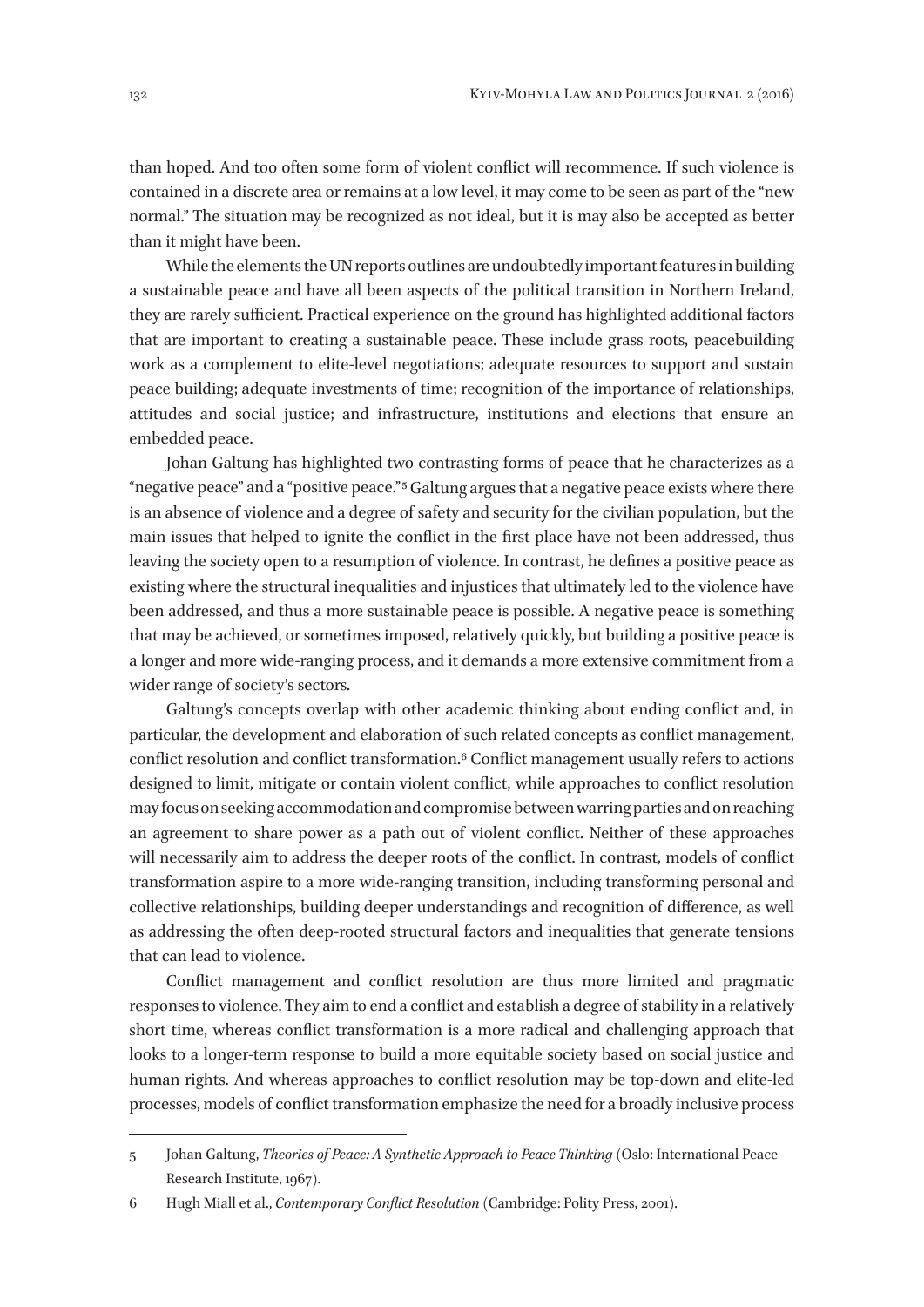than hoped. And too often some form of violent conflict will recommence. If such violence is contained in a discrete area or remains at a low level, it may come to be seen as part of the "new normal." The situation may be recognized as not ideal, but it is may also be accepted as better than it might have been.

While the elements the UN reports outlines are undoubtedly important features in building a sustainable peace and have all been aspects of the political transition in Northern Ireland, they are rarely sufficient. Practical experience on the ground has highlighted additional factors that are important to creating a sustainable peace. These include grass roots, peacebuilding work as a complement to elite-level negotiations; adequate resources to support and sustain peace building; adequate investments of time; recognition of the importance of relationships, attitudes and social justice; and infrastructure, institutions and elections that ensure an embedded peace.

Johan Galtung has highlighted two contrasting forms of peace that he characterizes as a "negative peace" and a "positive peace."[5] Galtung argues that a negative peace exists where there is an absence of violence and a degree of safety and security for the civilian population, but the main issues that helped to ignite the conflict in the first place have not been addressed, thus leaving the society open to a resumption of violence. In contrast, he defines a positive peace as existing where the structural inequalities and injustices that ultimately led to the violence have been addressed, and thus a more sustainable peace is possible. A negative peace is something that may be achieved, or sometimes imposed, relatively quickly, but building a positive peace is a longer and more wide-ranging process, and it demands a more extensive commitment from a wider range of society's sectors.

Galtung's concepts overlap with other academic thinking about ending conflict and, in particular, the development and elaboration of such related concepts as conflict management, conflict resolution and conflict transformation.[6] Conflict management usually refers to actions designed to limit, mitigate or contain violent conflict, while approaches to conflict resolution may focus on seeking accommodation and compromise between warring parties and on reaching an agreement to share power as a path out of violent conflict. Neither of these approaches will necessarily aim to address the deeper roots of the conflict. In contrast, models of conflict transformation aspire to a more wide-ranging transition, including transforming personal and collective relationships, building deeper understandings and recognition of difference, as well as addressing the often deep-rooted structural factors and inequalities that generate tensions that can lead to violence.

Conflict management and conflict resolution are thus more limited and pragmatic responses to violence. They aim to end a conflict and establish a degree of stability in a relatively short time, whereas conflict transformation is a more radical and challenging approach that looks to a longer-term response to build a more equitable society based on social justice and human rights. And whereas approaches to conflict resolution may be top-down and elite-led processes, models of conflict transformation emphasize the need for a broadly inclusive process

---

5 Johan Galtung, *Theories of Peace: A Synthetic Approach to Peace Thinking* (Oslo: International Peace Research Institute, 1967).

6 Hugh Miall et al., *Contemporary Conflict Resolution* (Cambridge: Polity Press, 2001).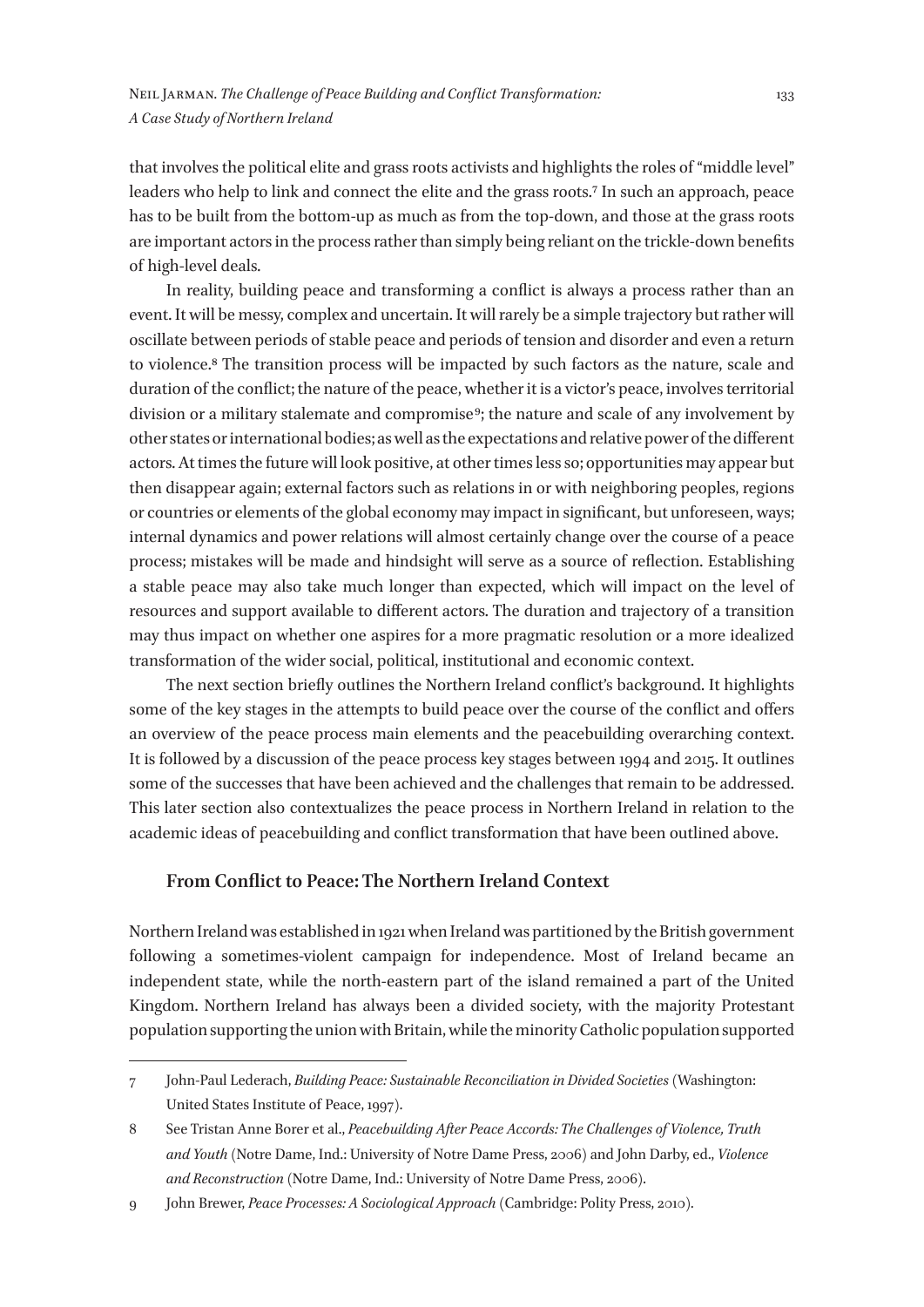that involves the political elite and grass roots activists and highlights the roles of "middle level" leaders who help to link and connect the elite and the grass roots.[7] In such an approach, peace has to be built from the bottom-up as much as from the top-down, and those at the grass roots are important actors in the process rather than simply being reliant on the trickle-down benefits of high-level deals.

In reality, building peace and transforming a conflict is always a process rather than an event. It will be messy, complex and uncertain. It will rarely be a simple trajectory but rather will oscillate between periods of stable peace and periods of tension and disorder and even a return to violence.[8] The transition process will be impacted by such factors as the nature, scale and duration of the conflict; the nature of the peace, whether it is a victor's peace, involves territorial division or a military stalemate and compromise[9]; the nature and scale of any involvement by other states or international bodies; as well as the expectations and relative power of the different actors. At times the future will look positive, at other times less so; opportunities may appear but then disappear again; external factors such as relations in or with neighboring peoples, regions or countries or elements of the global economy may impact in significant, but unforeseen, ways; internal dynamics and power relations will almost certainly change over the course of a peace process; mistakes will be made and hindsight will serve as a source of reflection. Establishing a stable peace may also take much longer than expected, which will impact on the level of resources and support available to different actors. The duration and trajectory of a transition may thus impact on whether one aspires for a more pragmatic resolution or a more idealized transformation of the wider social, political, institutional and economic context.

The next section briefly outlines the Northern Ireland conflict's background. It highlights some of the key stages in the attempts to build peace over the course of the conflict and offers an overview of the peace process main elements and the peacebuilding overarching context. It is followed by a discussion of the peace process key stages between 1994 and 2015. It outlines some of the successes that have been achieved and the challenges that remain to be addressed. This later section also contextualizes the peace process in Northern Ireland in relation to the academic ideas of peacebuilding and conflict transformation that have been outlined above.

## From Conflict to Peace: The Northern Ireland Context

Northern Ireland was established in 1921 when Ireland was partitioned by the British government following a sometimes-violent campaign for independence. Most of Ireland became an independent state, while the north-eastern part of the island remained a part of the United Kingdom. Northern Ireland has always been a divided society, with the majority Protestant population supporting the union with Britain, while the minority Catholic population supported

---

7 John-Paul Lederach, *Building Peace: Sustainable Reconciliation in Divided Societies* (Washington: United States Institute of Peace, 1997).

8 See Tristan Anne Borer et al., *Peacebuilding After Peace Accords: The Challenges of Violence, Truth and Youth* (Notre Dame, Ind.: University of Notre Dame Press, 2006) and John Darby, ed., *Violence and Reconstruction* (Notre Dame, Ind.: University of Notre Dame Press, 2006).

9 John Brewer, *Peace Processes: A Sociological Approach* (Cambridge: Polity Press, 2010).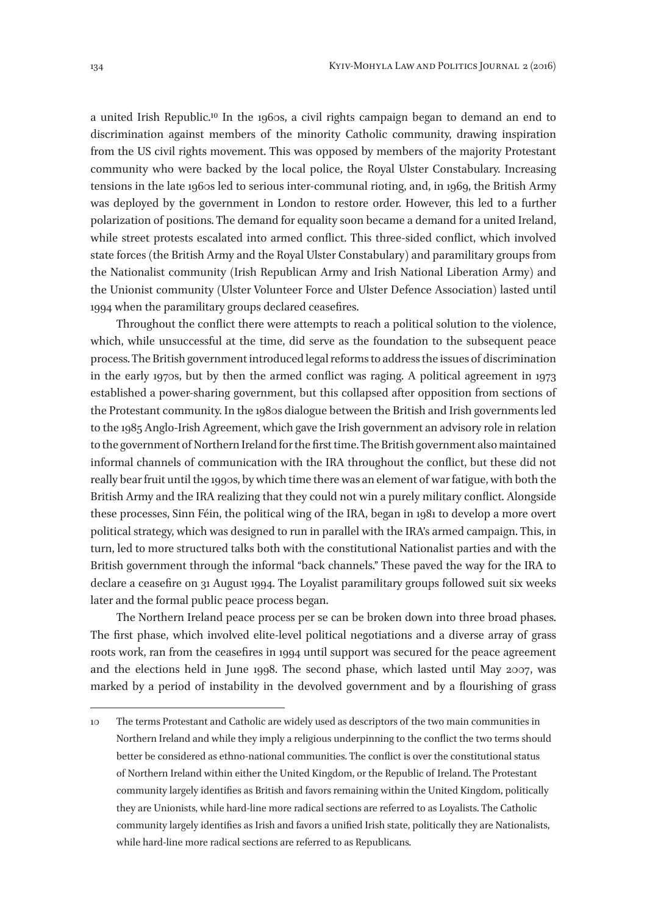a united Irish Republic.[10] In the 1960s, a civil rights campaign began to demand an end to discrimination against members of the minority Catholic community, drawing inspiration from the US civil rights movement. This was opposed by members of the majority Protestant community who were backed by the local police, the Royal Ulster Constabulary. Increasing tensions in the late 1960s led to serious inter-communal rioting, and, in 1969, the British Army was deployed by the government in London to restore order. However, this led to a further polarization of positions. The demand for equality soon became a demand for a united Ireland, while street protests escalated into armed conflict. This three-sided conflict, which involved state forces (the British Army and the Royal Ulster Constabulary) and paramilitary groups from the Nationalist community (Irish Republican Army and Irish National Liberation Army) and the Unionist community (Ulster Volunteer Force and Ulster Defence Association) lasted until 1994 when the paramilitary groups declared ceasefires.

Throughout the conflict there were attempts to reach a political solution to the violence, which, while unsuccessful at the time, did serve as the foundation to the subsequent peace process. The British government introduced legal reforms to address the issues of discrimination in the early 1970s, but by then the armed conflict was raging. A political agreement in 1973 established a power-sharing government, but this collapsed after opposition from sections of the Protestant community. In the 1980s dialogue between the British and Irish governments led to the 1985 Anglo-Irish Agreement, which gave the Irish government an advisory role in relation to the government of Northern Ireland for the first time. The British government also maintained informal channels of communication with the IRA throughout the conflict, but these did not really bear fruit until the 1990s, by which time there was an element of war fatigue, with both the British Army and the IRA realizing that they could not win a purely military conflict. Alongside these processes, Sinn Féin, the political wing of the IRA, began in 1981 to develop a more overt political strategy, which was designed to run in parallel with the IRA's armed campaign. This, in turn, led to more structured talks both with the constitutional Nationalist parties and with the British government through the informal "back channels." These paved the way for the IRA to declare a ceasefire on 31 August 1994. The Loyalist paramilitary groups followed suit six weeks later and the formal public peace process began.

The Northern Ireland peace process per se can be broken down into three broad phases. The first phase, which involved elite-level political negotiations and a diverse array of grass roots work, ran from the ceasefires in 1994 until support was secured for the peace agreement and the elections held in June 1998. The second phase, which lasted until May 2007, was marked by a period of instability in the devolved government and by a flourishing of grass

---

10 The terms Protestant and Catholic are widely used as descriptors of the two main communities in Northern Ireland and while they imply a religious underpinning to the conflict the two terms should better be considered as ethno-national communities. The conflict is over the constitutional status of Northern Ireland within either the United Kingdom, or the Republic of Ireland. The Protestant community largely identifies as British and favors remaining within the United Kingdom, politically they are Unionists, while hard-line more radical sections are referred to as Loyalists. The Catholic community largely identifies as Irish and favors a unified Irish state, politically they are Nationalists, while hard-line more radical sections are referred to as Republicans.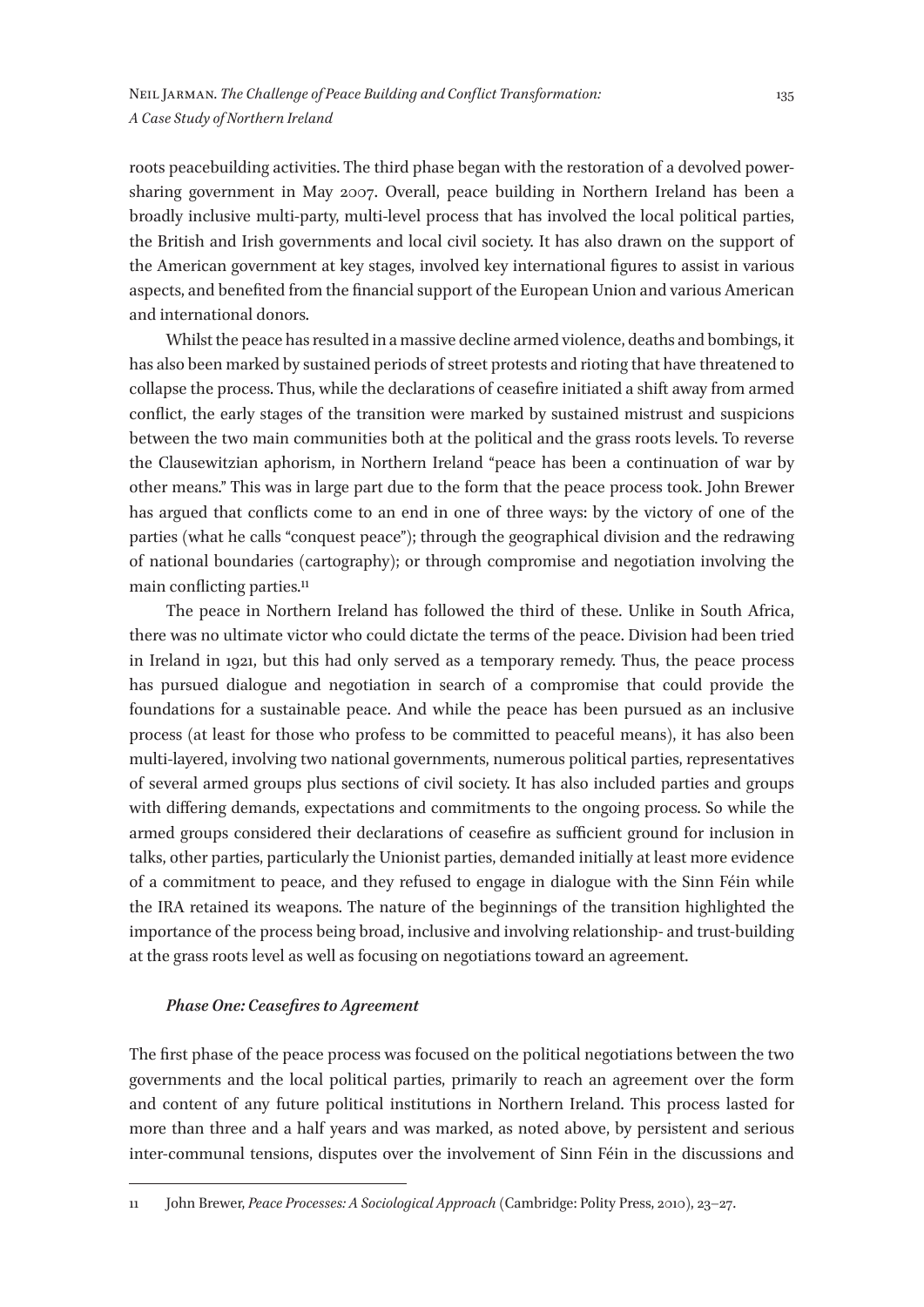roots peacebuilding activities. The third phase began with the restoration of a devolved power-sharing government in May 2007. Overall, peace building in Northern Ireland has been a broadly inclusive multi-party, multi-level process that has involved the local political parties, the British and Irish governments and local civil society. It has also drawn on the support of the American government at key stages, involved key international figures to assist in various aspects, and benefited from the financial support of the European Union and various American and international donors.

Whilst the peace has resulted in a massive decline armed violence, deaths and bombings, it has also been marked by sustained periods of street protests and rioting that have threatened to collapse the process. Thus, while the declarations of ceasefire initiated a shift away from armed conflict, the early stages of the transition were marked by sustained mistrust and suspicions between the two main communities both at the political and the grass roots levels. To reverse the Clausewitzian aphorism, in Northern Ireland "peace has been a continuation of war by other means." This was in large part due to the form that the peace process took. John Brewer has argued that conflicts come to an end in one of three ways: by the victory of one of the parties (what he calls "conquest peace"); through the geographical division and the redrawing of national boundaries (cartography); or through compromise and negotiation involving the main conflicting parties.[11]

The peace in Northern Ireland has followed the third of these. Unlike in South Africa, there was no ultimate victor who could dictate the terms of the peace. Division had been tried in Ireland in 1921, but this had only served as a temporary remedy. Thus, the peace process has pursued dialogue and negotiation in search of a compromise that could provide the foundations for a sustainable peace. And while the peace has been pursued as an inclusive process (at least for those who profess to be committed to peaceful means), it has also been multi-layered, involving two national governments, numerous political parties, representatives of several armed groups plus sections of civil society. It has also included parties and groups with differing demands, expectations and commitments to the ongoing process. So while the armed groups considered their declarations of ceasefire as sufficient ground for inclusion in talks, other parties, particularly the Unionist parties, demanded initially at least more evidence of a commitment to peace, and they refused to engage in dialogue with the Sinn Féin while the IRA retained its weapons. The nature of the beginnings of the transition highlighted the importance of the process being broad, inclusive and involving relationship- and trust-building at the grass roots level as well as focusing on negotiations toward an agreement.

### *Phase One: Ceasefires to Agreement*

The first phase of the peace process was focused on the political negotiations between the two governments and the local political parties, primarily to reach an agreement over the form and content of any future political institutions in Northern Ireland. This process lasted for more than three and a half years and was marked, as noted above, by persistent and serious inter-communal tensions, disputes over the involvement of Sinn Féin in the discussions and

---

11 John Brewer, *Peace Processes: A Sociological Approach* (Cambridge: Polity Press, 2010), 23–27.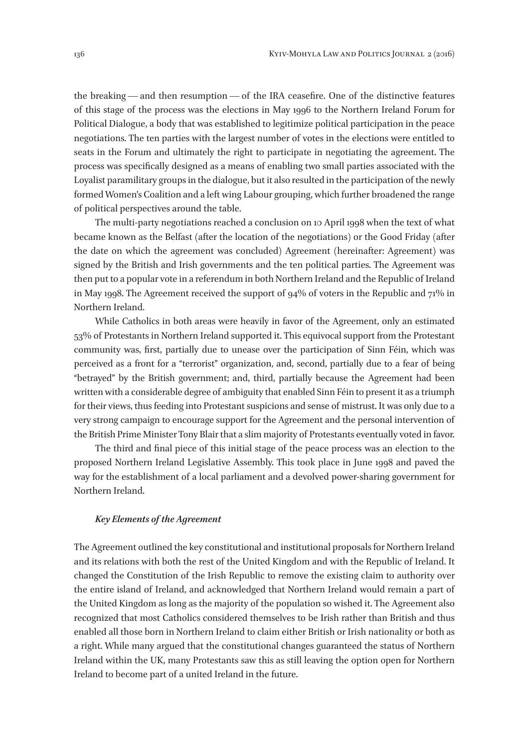the breaking — and then resumption — of the IRA ceasefire. One of the distinctive features of this stage of the process was the elections in May 1996 to the Northern Ireland Forum for Political Dialogue, a body that was established to legitimize political participation in the peace negotiations. The ten parties with the largest number of votes in the elections were entitled to seats in the Forum and ultimately the right to participate in negotiating the agreement. The process was specifically designed as a means of enabling two small parties associated with the Loyalist paramilitary groups in the dialogue, but it also resulted in the participation of the newly formed Women's Coalition and a left wing Labour grouping, which further broadened the range of political perspectives around the table.

The multi-party negotiations reached a conclusion on 10 April 1998 when the text of what became known as the Belfast (after the location of the negotiations) or the Good Friday (after the date on which the agreement was concluded) Agreement (hereinafter: Agreement) was signed by the British and Irish governments and the ten political parties. The Agreement was then put to a popular vote in a referendum in both Northern Ireland and the Republic of Ireland in May 1998. The Agreement received the support of 94% of voters in the Republic and 71% in Northern Ireland.

While Catholics in both areas were heavily in favor of the Agreement, only an estimated 53% of Protestants in Northern Ireland supported it. This equivocal support from the Protestant community was, first, partially due to unease over the participation of Sinn Féin, which was perceived as a front for a "terrorist" organization, and, second, partially due to a fear of being "betrayed" by the British government; and, third, partially because the Agreement had been written with a considerable degree of ambiguity that enabled Sinn Féin to present it as a triumph for their views, thus feeding into Protestant suspicions and sense of mistrust. It was only due to a very strong campaign to encourage support for the Agreement and the personal intervention of the British Prime Minister Tony Blair that a slim majority of Protestants eventually voted in favor.

The third and final piece of this initial stage of the peace process was an election to the proposed Northern Ireland Legislative Assembly. This took place in June 1998 and paved the way for the establishment of a local parliament and a devolved power-sharing government for Northern Ireland.

### *Key Elements of the Agreement*

The Agreement outlined the key constitutional and institutional proposals for Northern Ireland and its relations with both the rest of the United Kingdom and with the Republic of Ireland. It changed the Constitution of the Irish Republic to remove the existing claim to authority over the entire island of Ireland, and acknowledged that Northern Ireland would remain a part of the United Kingdom as long as the majority of the population so wished it. The Agreement also recognized that most Catholics considered themselves to be Irish rather than British and thus enabled all those born in Northern Ireland to claim either British or Irish nationality or both as a right. While many argued that the constitutional changes guaranteed the status of Northern Ireland within the UK, many Protestants saw this as still leaving the option open for Northern Ireland to become part of a united Ireland in the future.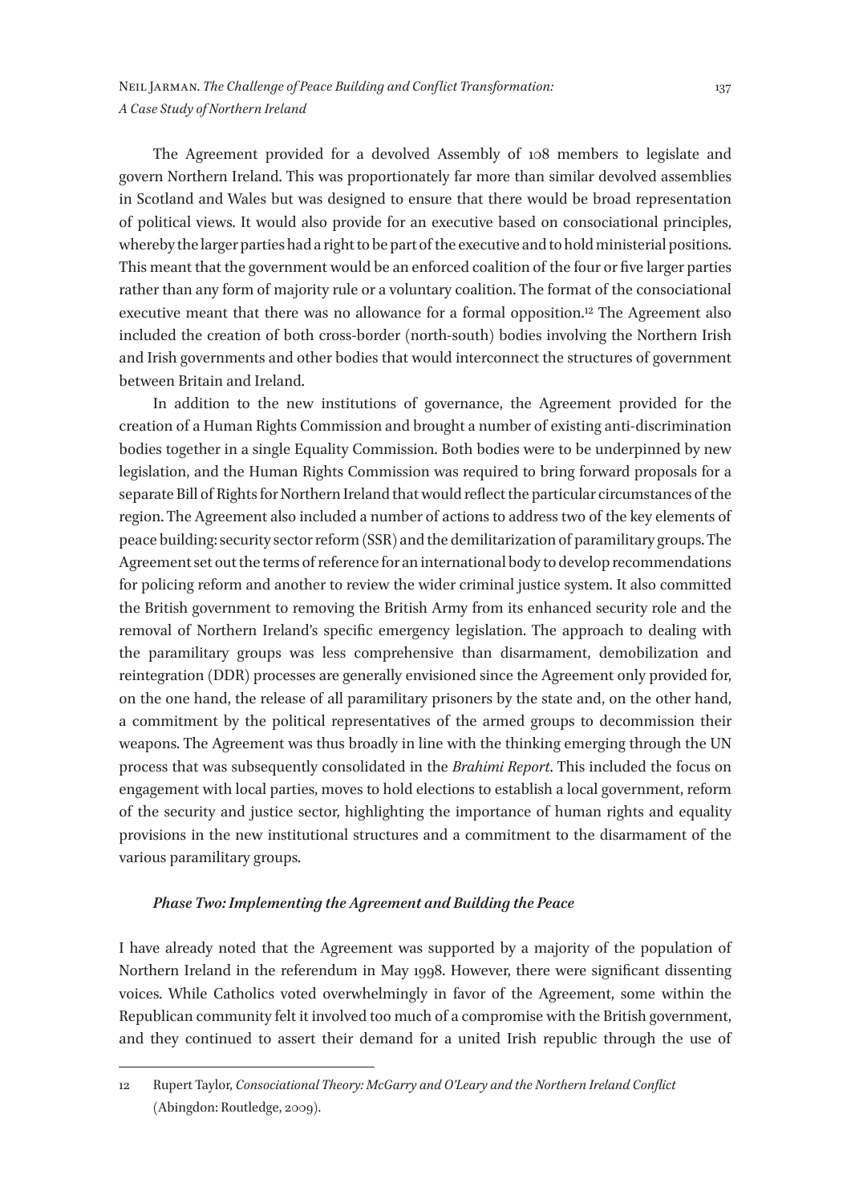The Agreement provided for a devolved Assembly of 108 members to legislate and govern Northern Ireland. This was proportionately far more than similar devolved assemblies in Scotland and Wales but was designed to ensure that there would be broad representation of political views. It would also provide for an executive based on consociational principles, whereby the larger parties had a right to be part of the executive and to hold ministerial positions. This meant that the government would be an enforced coalition of the four or five larger parties rather than any form of majority rule or a voluntary coalition. The format of the consociational executive meant that there was no allowance for a formal opposition.[12] The Agreement also included the creation of both cross-border (north-south) bodies involving the Northern Irish and Irish governments and other bodies that would interconnect the structures of government between Britain and Ireland.

In addition to the new institutions of governance, the Agreement provided for the creation of a Human Rights Commission and brought a number of existing anti-discrimination bodies together in a single Equality Commission. Both bodies were to be underpinned by new legislation, and the Human Rights Commission was required to bring forward proposals for a separate Bill of Rights for Northern Ireland that would reflect the particular circumstances of the region. The Agreement also included a number of actions to address two of the key elements of peace building: security sector reform (SSR) and the demilitarization of paramilitary groups. The Agreement set out the terms of reference for an international body to develop recommendations for policing reform and another to review the wider criminal justice system. It also committed the British government to removing the British Army from its enhanced security role and the removal of Northern Ireland's specific emergency legislation. The approach to dealing with the paramilitary groups was less comprehensive than disarmament, demobilization and reintegration (DDR) processes are generally envisioned since the Agreement only provided for, on the one hand, the release of all paramilitary prisoners by the state and, on the other hand, a commitment by the political representatives of the armed groups to decommission their weapons. The Agreement was thus broadly in line with the thinking emerging through the UN process that was subsequently consolidated in the *Brahimi Report*. This included the focus on engagement with local parties, moves to hold elections to establish a local government, reform of the security and justice sector, highlighting the importance of human rights and equality provisions in the new institutional structures and a commitment to the disarmament of the various paramilitary groups.

### *Phase Two: Implementing the Agreement and Building the Peace*

I have already noted that the Agreement was supported by a majority of the population of Northern Ireland in the referendum in May 1998. However, there were significant dissenting voices. While Catholics voted overwhelmingly in favor of the Agreement, some within the Republican community felt it involved too much of a compromise with the British government, and they continued to assert their demand for a united Irish republic through the use of

---

12 Rupert Taylor, *Consociational Theory: McGarry and O'Leary and the Northern Ireland Conflict* (Abingdon: Routledge, 2009).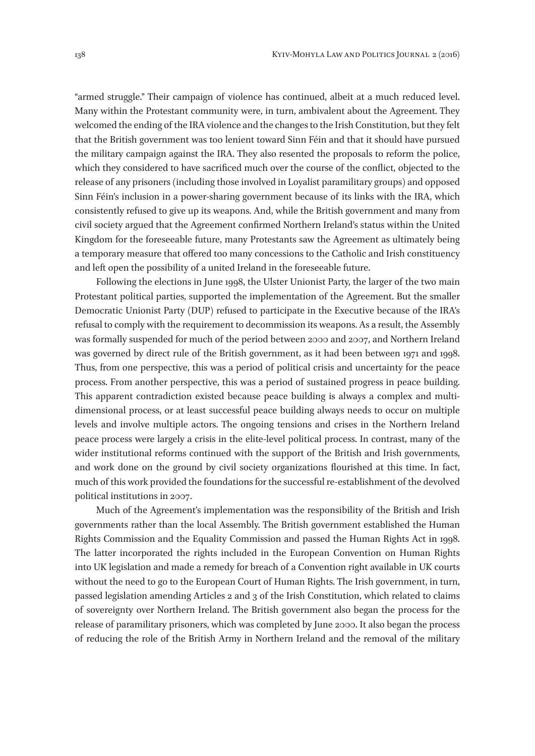"armed struggle." Their campaign of violence has continued, albeit at a much reduced level. Many within the Protestant community were, in turn, ambivalent about the Agreement. They welcomed the ending of the IRA violence and the changes to the Irish Constitution, but they felt that the British government was too lenient toward Sinn Féin and that it should have pursued the military campaign against the IRA. They also resented the proposals to reform the police, which they considered to have sacrificed much over the course of the conflict, objected to the release of any prisoners (including those involved in Loyalist paramilitary groups) and opposed Sinn Féin's inclusion in a power-sharing government because of its links with the IRA, which consistently refused to give up its weapons. And, while the British government and many from civil society argued that the Agreement confirmed Northern Ireland's status within the United Kingdom for the foreseeable future, many Protestants saw the Agreement as ultimately being a temporary measure that offered too many concessions to the Catholic and Irish constituency and left open the possibility of a united Ireland in the foreseeable future.

Following the elections in June 1998, the Ulster Unionist Party, the larger of the two main Protestant political parties, supported the implementation of the Agreement. But the smaller Democratic Unionist Party (DUP) refused to participate in the Executive because of the IRA's refusal to comply with the requirement to decommission its weapons. As a result, the Assembly was formally suspended for much of the period between 2000 and 2007, and Northern Ireland was governed by direct rule of the British government, as it had been between 1971 and 1998. Thus, from one perspective, this was a period of political crisis and uncertainty for the peace process. From another perspective, this was a period of sustained progress in peace building. This apparent contradiction existed because peace building is always a complex and multi-dimensional process, or at least successful peace building always needs to occur on multiple levels and involve multiple actors. The ongoing tensions and crises in the Northern Ireland peace process were largely a crisis in the elite-level political process. In contrast, many of the wider institutional reforms continued with the support of the British and Irish governments, and work done on the ground by civil society organizations flourished at this time. In fact, much of this work provided the foundations for the successful re-establishment of the devolved political institutions in 2007.

Much of the Agreement's implementation was the responsibility of the British and Irish governments rather than the local Assembly. The British government established the Human Rights Commission and the Equality Commission and passed the Human Rights Act in 1998. The latter incorporated the rights included in the European Convention on Human Rights into UK legislation and made a remedy for breach of a Convention right available in UK courts without the need to go to the European Court of Human Rights. The Irish government, in turn, passed legislation amending Articles 2 and 3 of the Irish Constitution, which related to claims of sovereignty over Northern Ireland. The British government also began the process for the release of paramilitary prisoners, which was completed by June 2000. It also began the process of reducing the role of the British Army in Northern Ireland and the removal of the military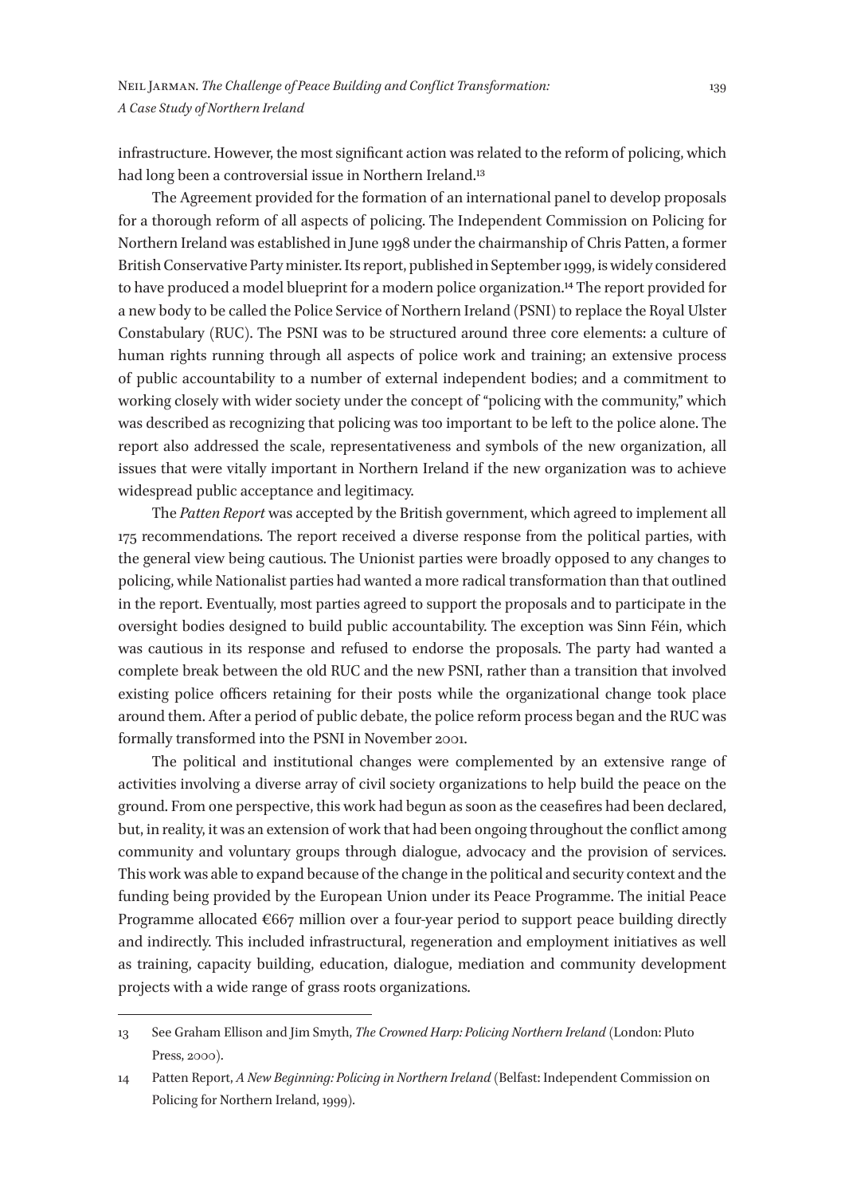infrastructure. However, the most significant action was related to the reform of policing, which had long been a controversial issue in Northern Ireland.[13]

The Agreement provided for the formation of an international panel to develop proposals for a thorough reform of all aspects of policing. The Independent Commission on Policing for Northern Ireland was established in June 1998 under the chairmanship of Chris Patten, a former British Conservative Party minister. Its report, published in September 1999, is widely considered to have produced a model blueprint for a modern police organization.[14] The report provided for a new body to be called the Police Service of Northern Ireland (PSNI) to replace the Royal Ulster Constabulary (RUC). The PSNI was to be structured around three core elements: a culture of human rights running through all aspects of police work and training; an extensive process of public accountability to a number of external independent bodies; and a commitment to working closely with wider society under the concept of "policing with the community," which was described as recognizing that policing was too important to be left to the police alone. The report also addressed the scale, representativeness and symbols of the new organization, all issues that were vitally important in Northern Ireland if the new organization was to achieve widespread public acceptance and legitimacy.

The *Patten Report* was accepted by the British government, which agreed to implement all 175 recommendations. The report received a diverse response from the political parties, with the general view being cautious. The Unionist parties were broadly opposed to any changes to policing, while Nationalist parties had wanted a more radical transformation than that outlined in the report. Eventually, most parties agreed to support the proposals and to participate in the oversight bodies designed to build public accountability. The exception was Sinn Féin, which was cautious in its response and refused to endorse the proposals. The party had wanted a complete break between the old RUC and the new PSNI, rather than a transition that involved existing police officers retaining for their posts while the organizational change took place around them. After a period of public debate, the police reform process began and the RUC was formally transformed into the PSNI in November 2001.

The political and institutional changes were complemented by an extensive range of activities involving a diverse array of civil society organizations to help build the peace on the ground. From one perspective, this work had begun as soon as the ceasefires had been declared, but, in reality, it was an extension of work that had been ongoing throughout the conflict among community and voluntary groups through dialogue, advocacy and the provision of services. This work was able to expand because of the change in the political and security context and the funding being provided by the European Union under its Peace Programme. The initial Peace Programme allocated €667 million over a four-year period to support peace building directly and indirectly. This included infrastructural, regeneration and employment initiatives as well as training, capacity building, education, dialogue, mediation and community development projects with a wide range of grass roots organizations.

---

13 See Graham Ellison and Jim Smyth, *The Crowned Harp: Policing Northern Ireland* (London: Pluto Press, 2000).

14 Patten Report, *A New Beginning: Policing in Northern Ireland* (Belfast: Independent Commission on Policing for Northern Ireland, 1999).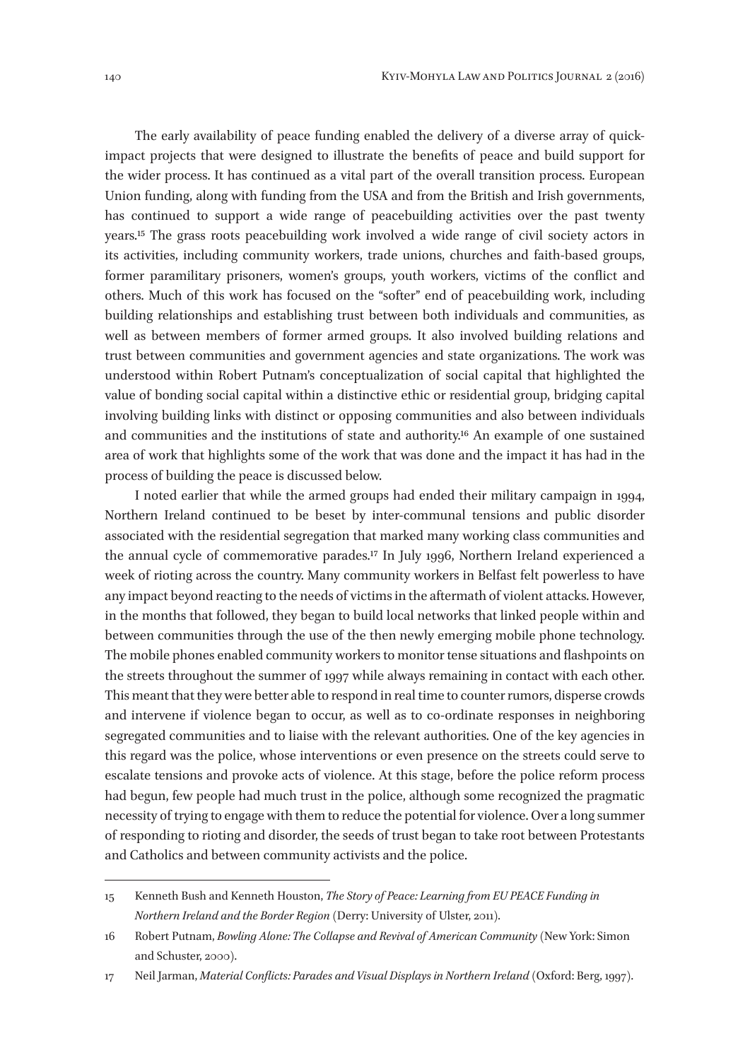The early availability of peace funding enabled the delivery of a diverse array of quick-impact projects that were designed to illustrate the benefits of peace and build support for the wider process. It has continued as a vital part of the overall transition process. European Union funding, along with funding from the USA and from the British and Irish governments, has continued to support a wide range of peacebuilding activities over the past twenty years.[15] The grass roots peacebuilding work involved a wide range of civil society actors in its activities, including community workers, trade unions, churches and faith-based groups, former paramilitary prisoners, women's groups, youth workers, victims of the conflict and others. Much of this work has focused on the "softer" end of peacebuilding work, including building relationships and establishing trust between both individuals and communities, as well as between members of former armed groups. It also involved building relations and trust between communities and government agencies and state organizations. The work was understood within Robert Putnam's conceptualization of social capital that highlighted the value of bonding social capital within a distinctive ethic or residential group, bridging capital involving building links with distinct or opposing communities and also between individuals and communities and the institutions of state and authority.[16] An example of one sustained area of work that highlights some of the work that was done and the impact it has had in the process of building the peace is discussed below.

I noted earlier that while the armed groups had ended their military campaign in 1994, Northern Ireland continued to be beset by inter-communal tensions and public disorder associated with the residential segregation that marked many working class communities and the annual cycle of commemorative parades.[17] In July 1996, Northern Ireland experienced a week of rioting across the country. Many community workers in Belfast felt powerless to have any impact beyond reacting to the needs of victims in the aftermath of violent attacks. However, in the months that followed, they began to build local networks that linked people within and between communities through the use of the then newly emerging mobile phone technology. The mobile phones enabled community workers to monitor tense situations and flashpoints on the streets throughout the summer of 1997 while always remaining in contact with each other. This meant that they were better able to respond in real time to counter rumors, disperse crowds and intervene if violence began to occur, as well as to co-ordinate responses in neighboring segregated communities and to liaise with the relevant authorities. One of the key agencies in this regard was the police, whose interventions or even presence on the streets could serve to escalate tensions and provoke acts of violence. At this stage, before the police reform process had begun, few people had much trust in the police, although some recognized the pragmatic necessity of trying to engage with them to reduce the potential for violence. Over a long summer of responding to rioting and disorder, the seeds of trust began to take root between Protestants and Catholics and between community activists and the police.

---

15 Kenneth Bush and Kenneth Houston, *The Story of Peace: Learning from EU PEACE Funding in Northern Ireland and the Border Region* (Derry: University of Ulster, 2011).

16 Robert Putnam, *Bowling Alone: The Collapse and Revival of American Community* (New York: Simon and Schuster, 2000).

17 Neil Jarman, *Material Conflicts: Parades and Visual Displays in Northern Ireland* (Oxford: Berg, 1997).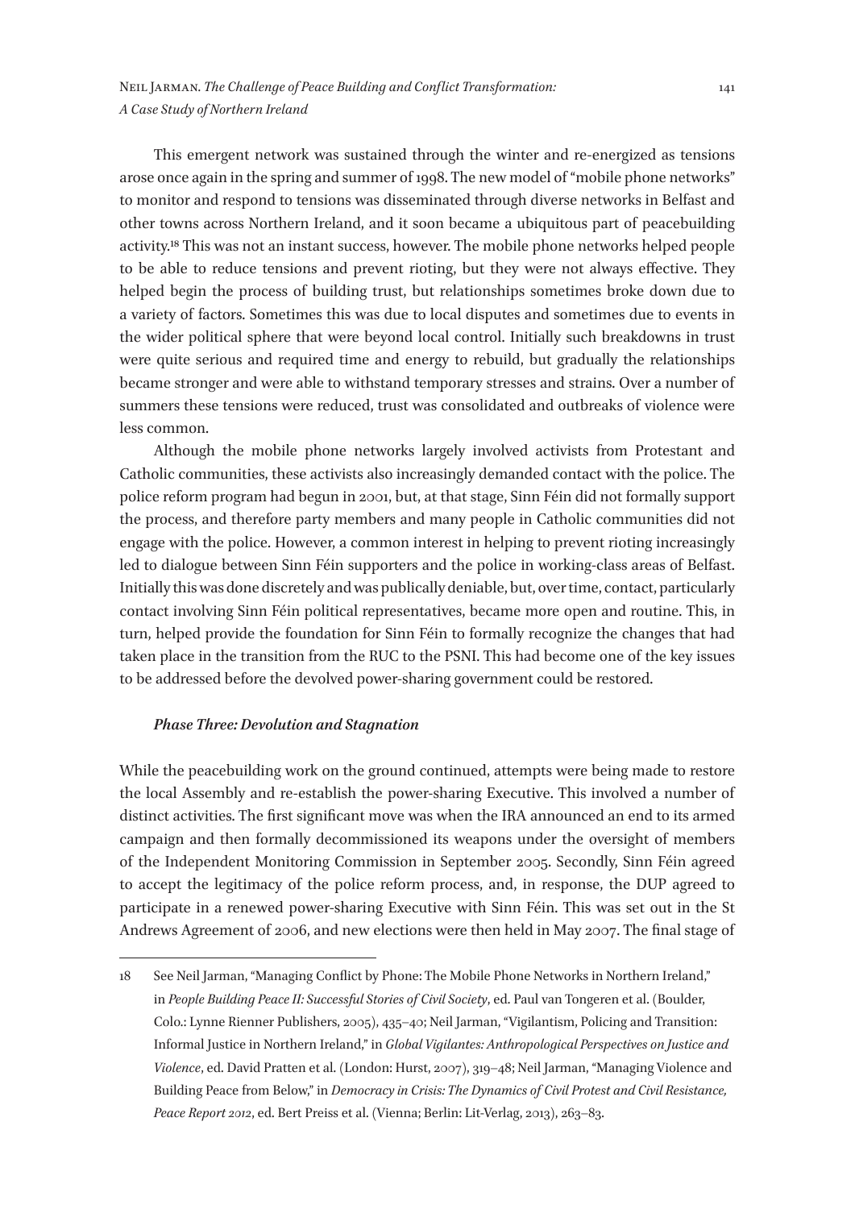This emergent network was sustained through the winter and re-energized as tensions arose once again in the spring and summer of 1998. The new model of "mobile phone networks" to monitor and respond to tensions was disseminated through diverse networks in Belfast and other towns across Northern Ireland, and it soon became a ubiquitous part of peacebuilding activity.[18] This was not an instant success, however. The mobile phone networks helped people to be able to reduce tensions and prevent rioting, but they were not always effective. They helped begin the process of building trust, but relationships sometimes broke down due to a variety of factors. Sometimes this was due to local disputes and sometimes due to events in the wider political sphere that were beyond local control. Initially such breakdowns in trust were quite serious and required time and energy to rebuild, but gradually the relationships became stronger and were able to withstand temporary stresses and strains. Over a number of summers these tensions were reduced, trust was consolidated and outbreaks of violence were less common.

Although the mobile phone networks largely involved activists from Protestant and Catholic communities, these activists also increasingly demanded contact with the police. The police reform program had begun in 2001, but, at that stage, Sinn Féin did not formally support the process, and therefore party members and many people in Catholic communities did not engage with the police. However, a common interest in helping to prevent rioting increasingly led to dialogue between Sinn Féin supporters and the police in working-class areas of Belfast. Initially this was done discretely and was publically deniable, but, over time, contact, particularly contact involving Sinn Féin political representatives, became more open and routine. This, in turn, helped provide the foundation for Sinn Féin to formally recognize the changes that had taken place in the transition from the RUC to the PSNI. This had become one of the key issues to be addressed before the devolved power-sharing government could be restored.

#### *Phase Three: Devolution and Stagnation*

While the peacebuilding work on the ground continued, attempts were being made to restore the local Assembly and re-establish the power-sharing Executive. This involved a number of distinct activities. The first significant move was when the IRA announced an end to its armed campaign and then formally decommissioned its weapons under the oversight of members of the Independent Monitoring Commission in September 2005. Secondly, Sinn Féin agreed to accept the legitimacy of the police reform process, and, in response, the DUP agreed to participate in a renewed power-sharing Executive with Sinn Féin. This was set out in the St Andrews Agreement of 2006, and new elections were then held in May 2007. The final stage of

---

18 See Neil Jarman, "Managing Conflict by Phone: The Mobile Phone Networks in Northern Ireland," in *People Building Peace II: Successful Stories of Civil Society*, ed. Paul van Tongeren et al. (Boulder, Colo.: Lynne Rienner Publishers, 2005), 435–40; Neil Jarman, "Vigilantism, Policing and Transition: Informal Justice in Northern Ireland," in *Global Vigilantes: Anthropological Perspectives on Justice and Violence*, ed. David Pratten et al. (London: Hurst, 2007), 319–48; Neil Jarman, "Managing Violence and Building Peace from Below," in *Democracy in Crisis: The Dynamics of Civil Protest and Civil Resistance, Peace Report 2012*, ed. Bert Preiss et al. (Vienna; Berlin: Lit-Verlag, 2013), 263–83.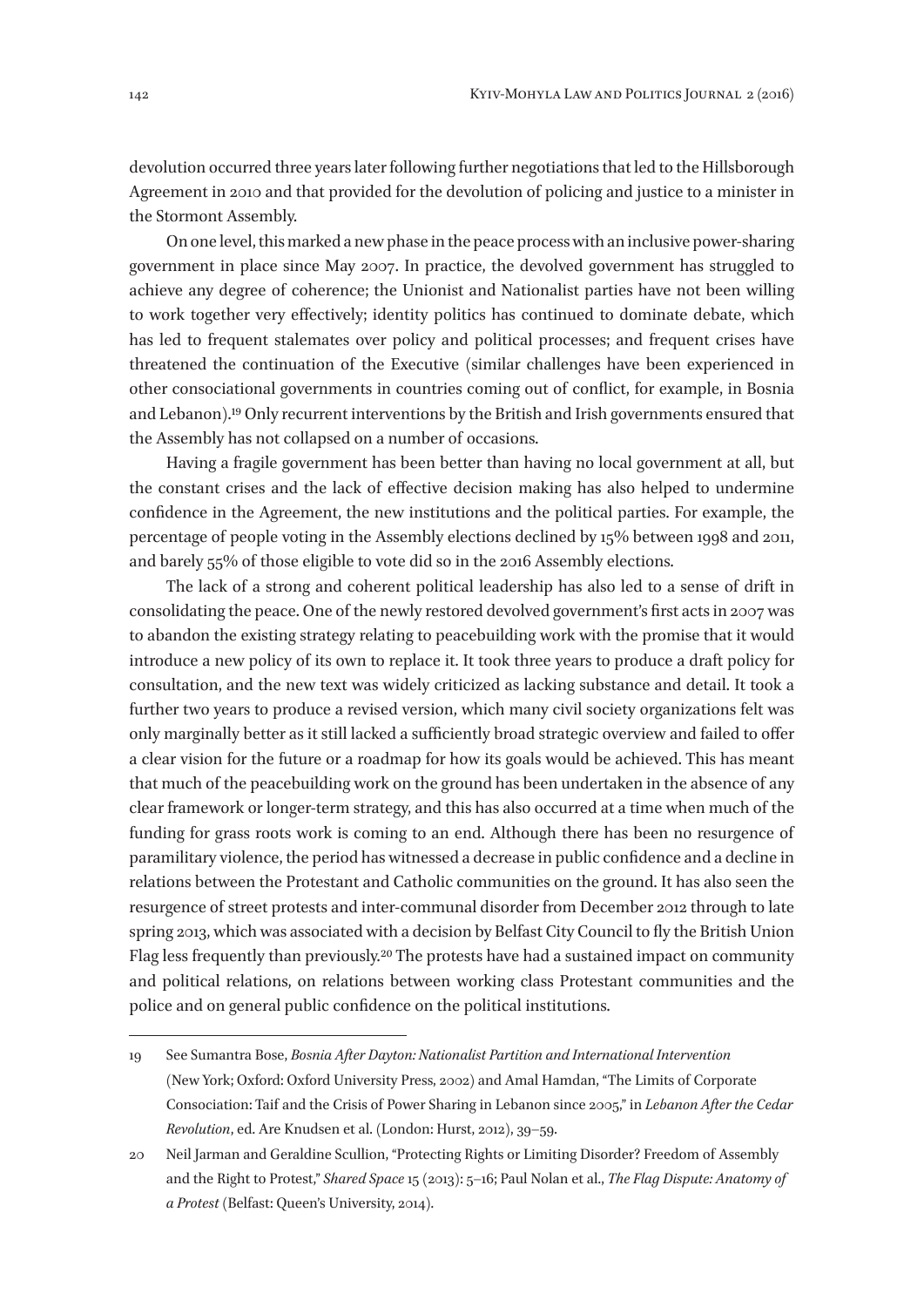devolution occurred three years later following further negotiations that led to the Hillsborough Agreement in 2010 and that provided for the devolution of policing and justice to a minister in the Stormont Assembly.

On one level, this marked a new phase in the peace process with an inclusive power-sharing government in place since May 2007. In practice, the devolved government has struggled to achieve any degree of coherence; the Unionist and Nationalist parties have not been willing to work together very effectively; identity politics has continued to dominate debate, which has led to frequent stalemates over policy and political processes; and frequent crises have threatened the continuation of the Executive (similar challenges have been experienced in other consociational governments in countries coming out of conflict, for example, in Bosnia and Lebanon).[19] Only recurrent interventions by the British and Irish governments ensured that the Assembly has not collapsed on a number of occasions.

Having a fragile government has been better than having no local government at all, but the constant crises and the lack of effective decision making has also helped to undermine confidence in the Agreement, the new institutions and the political parties. For example, the percentage of people voting in the Assembly elections declined by 15% between 1998 and 2011, and barely 55% of those eligible to vote did so in the 2016 Assembly elections.

The lack of a strong and coherent political leadership has also led to a sense of drift in consolidating the peace. One of the newly restored devolved government's first acts in 2007 was to abandon the existing strategy relating to peacebuilding work with the promise that it would introduce a new policy of its own to replace it. It took three years to produce a draft policy for consultation, and the new text was widely criticized as lacking substance and detail. It took a further two years to produce a revised version, which many civil society organizations felt was only marginally better as it still lacked a sufficiently broad strategic overview and failed to offer a clear vision for the future or a roadmap for how its goals would be achieved. This has meant that much of the peacebuilding work on the ground has been undertaken in the absence of any clear framework or longer-term strategy, and this has also occurred at a time when much of the funding for grass roots work is coming to an end. Although there has been no resurgence of paramilitary violence, the period has witnessed a decrease in public confidence and a decline in relations between the Protestant and Catholic communities on the ground. It has also seen the resurgence of street protests and inter-communal disorder from December 2012 through to late spring 2013, which was associated with a decision by Belfast City Council to fly the British Union Flag less frequently than previously.[20] The protests have had a sustained impact on community and political relations, on relations between working class Protestant communities and the police and on general public confidence on the political institutions.

---

19 See Sumantra Bose, *Bosnia After Dayton: Nationalist Partition and International Intervention* (New York; Oxford: Oxford University Press, 2002) and Amal Hamdan, "The Limits of Corporate Consociation: Taif and the Crisis of Power Sharing in Lebanon since 2005," in *Lebanon After the Cedar Revolution*, ed. Are Knudsen et al. (London: Hurst, 2012), 39–59.

20 Neil Jarman and Geraldine Scullion, "Protecting Rights or Limiting Disorder? Freedom of Assembly and the Right to Protest," *Shared Space* 15 (2013): 5–16; Paul Nolan et al., *The Flag Dispute: Anatomy of a Protest* (Belfast: Queen's University, 2014).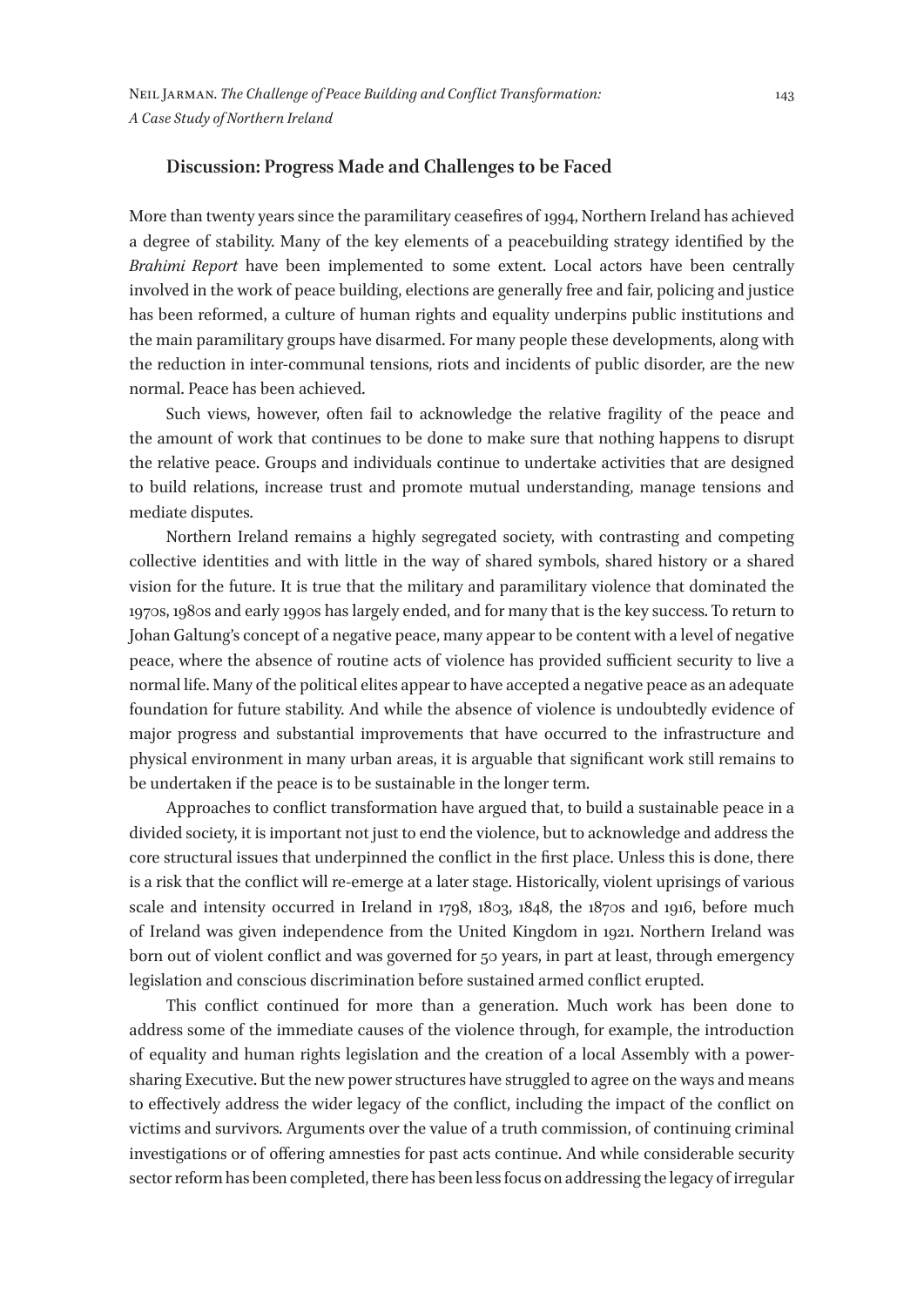### Discussion: Progress Made and Challenges to be Faced

More than twenty years since the paramilitary ceasefires of 1994, Northern Ireland has achieved a degree of stability. Many of the key elements of a peacebuilding strategy identified by the *Brahimi Report* have been implemented to some extent. Local actors have been centrally involved in the work of peace building, elections are generally free and fair, policing and justice has been reformed, a culture of human rights and equality underpins public institutions and the main paramilitary groups have disarmed. For many people these developments, along with the reduction in inter-communal tensions, riots and incidents of public disorder, are the new normal. Peace has been achieved.

Such views, however, often fail to acknowledge the relative fragility of the peace and the amount of work that continues to be done to make sure that nothing happens to disrupt the relative peace. Groups and individuals continue to undertake activities that are designed to build relations, increase trust and promote mutual understanding, manage tensions and mediate disputes.

Northern Ireland remains a highly segregated society, with contrasting and competing collective identities and with little in the way of shared symbols, shared history or a shared vision for the future. It is true that the military and paramilitary violence that dominated the 1970s, 1980s and early 1990s has largely ended, and for many that is the key success. To return to Johan Galtung's concept of a negative peace, many appear to be content with a level of negative peace, where the absence of routine acts of violence has provided sufficient security to live a normal life. Many of the political elites appear to have accepted a negative peace as an adequate foundation for future stability. And while the absence of violence is undoubtedly evidence of major progress and substantial improvements that have occurred to the infrastructure and physical environment in many urban areas, it is arguable that significant work still remains to be undertaken if the peace is to be sustainable in the longer term.

Approaches to conflict transformation have argued that, to build a sustainable peace in a divided society, it is important not just to end the violence, but to acknowledge and address the core structural issues that underpinned the conflict in the first place. Unless this is done, there is a risk that the conflict will re-emerge at a later stage. Historically, violent uprisings of various scale and intensity occurred in Ireland in 1798, 1803, 1848, the 1870s and 1916, before much of Ireland was given independence from the United Kingdom in 1921. Northern Ireland was born out of violent conflict and was governed for 50 years, in part at least, through emergency legislation and conscious discrimination before sustained armed conflict erupted.

This conflict continued for more than a generation. Much work has been done to address some of the immediate causes of the violence through, for example, the introduction of equality and human rights legislation and the creation of a local Assembly with a power-sharing Executive. But the new power structures have struggled to agree on the ways and means to effectively address the wider legacy of the conflict, including the impact of the conflict on victims and survivors. Arguments over the value of a truth commission, of continuing criminal investigations or of offering amnesties for past acts continue. And while considerable security sector reform has been completed, there has been less focus on addressing the legacy of irregular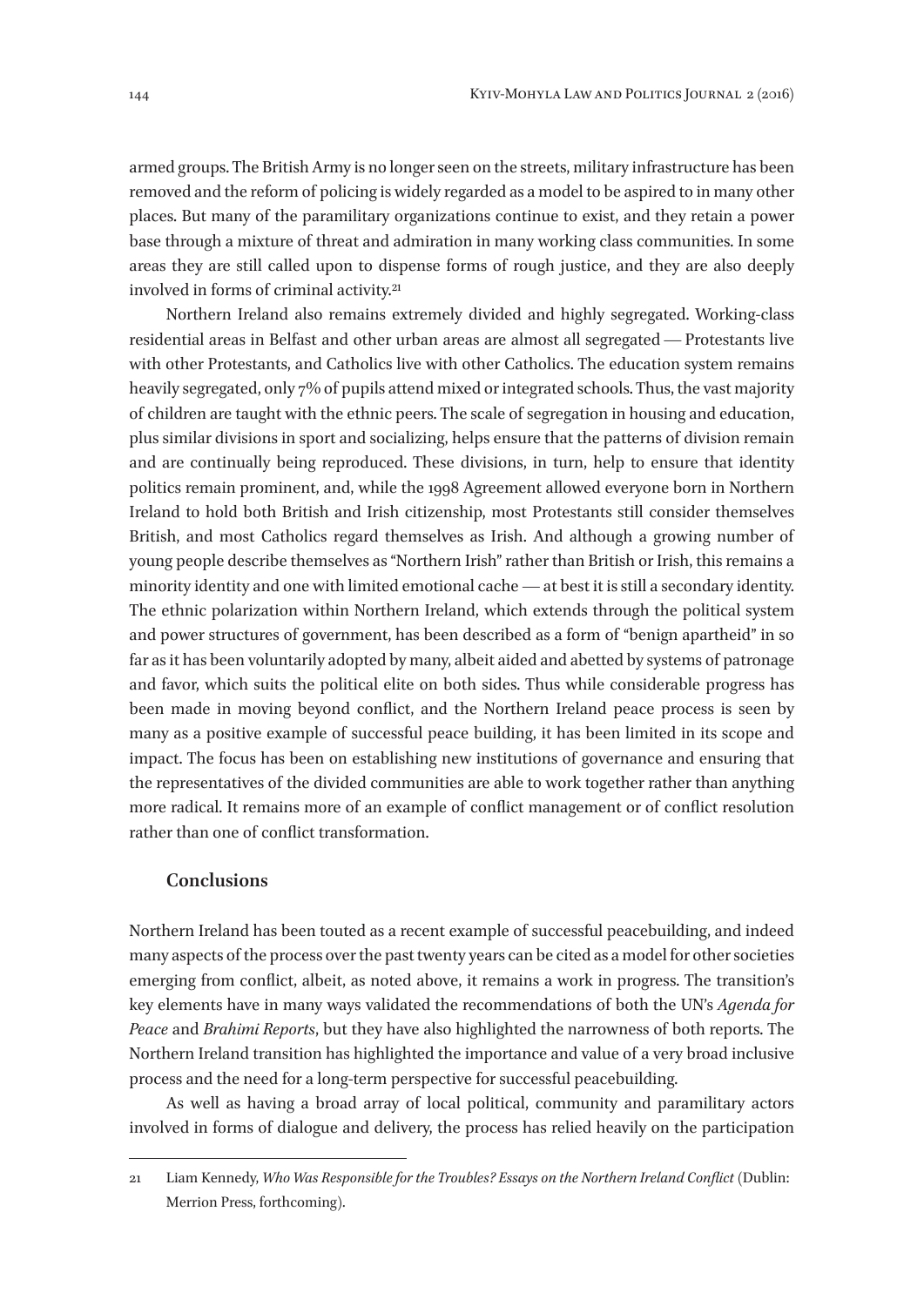armed groups. The British Army is no longer seen on the streets, military infrastructure has been removed and the reform of policing is widely regarded as a model to be aspired to in many other places. But many of the paramilitary organizations continue to exist, and they retain a power base through a mixture of threat and admiration in many working class communities. In some areas they are still called upon to dispense forms of rough justice, and they are also deeply involved in forms of criminal activity.[21]

Northern Ireland also remains extremely divided and highly segregated. Working-class residential areas in Belfast and other urban areas are almost all segregated — Protestants live with other Protestants, and Catholics live with other Catholics. The education system remains heavily segregated, only 7% of pupils attend mixed or integrated schools. Thus, the vast majority of children are taught with the ethnic peers. The scale of segregation in housing and education, plus similar divisions in sport and socializing, helps ensure that the patterns of division remain and are continually being reproduced. These divisions, in turn, help to ensure that identity politics remain prominent, and, while the 1998 Agreement allowed everyone born in Northern Ireland to hold both British and Irish citizenship, most Protestants still consider themselves British, and most Catholics regard themselves as Irish. And although a growing number of young people describe themselves as "Northern Irish" rather than British or Irish, this remains a minority identity and one with limited emotional cache — at best it is still a secondary identity. The ethnic polarization within Northern Ireland, which extends through the political system and power structures of government, has been described as a form of "benign apartheid" in so far as it has been voluntarily adopted by many, albeit aided and abetted by systems of patronage and favor, which suits the political elite on both sides. Thus while considerable progress has been made in moving beyond conflict, and the Northern Ireland peace process is seen by many as a positive example of successful peace building, it has been limited in its scope and impact. The focus has been on establishing new institutions of governance and ensuring that the representatives of the divided communities are able to work together rather than anything more radical. It remains more of an example of conflict management or of conflict resolution rather than one of conflict transformation.

## Conclusions

Northern Ireland has been touted as a recent example of successful peacebuilding, and indeed many aspects of the process over the past twenty years can be cited as a model for other societies emerging from conflict, albeit, as noted above, it remains a work in progress. The transition's key elements have in many ways validated the recommendations of both the UN's *Agenda for Peace* and *Brahimi Reports*, but they have also highlighted the narrowness of both reports. The Northern Ireland transition has highlighted the importance and value of a very broad inclusive process and the need for a long-term perspective for successful peacebuilding.

As well as having a broad array of local political, community and paramilitary actors involved in forms of dialogue and delivery, the process has relied heavily on the participation

---

21 Liam Kennedy, *Who Was Responsible for the Troubles? Essays on the Northern Ireland Conflict* (Dublin: Merrion Press, forthcoming).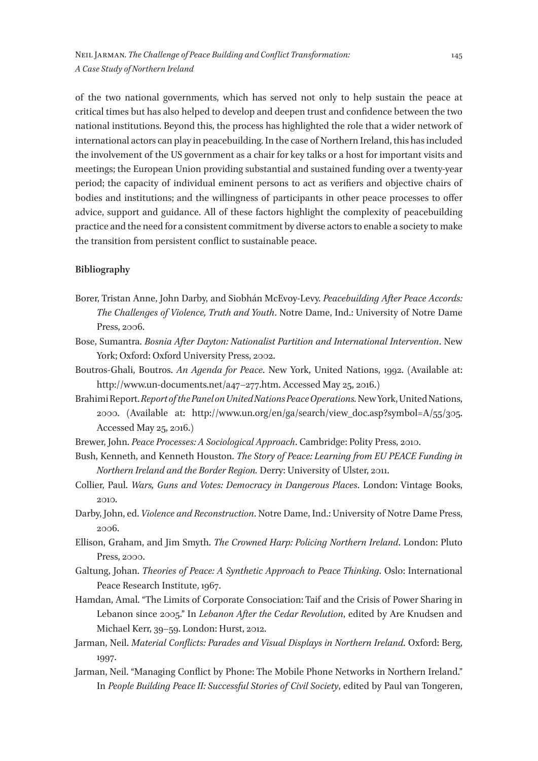of the two national governments, which has served not only to help sustain the peace at critical times but has also helped to develop and deepen trust and confidence between the two national institutions. Beyond this, the process has highlighted the role that a wider network of international actors can play in peacebuilding. In the case of Northern Ireland, this has included the involvement of the US government as a chair for key talks or a host for important visits and meetings; the European Union providing substantial and sustained funding over a twenty-year period; the capacity of individual eminent persons to act as verifiers and objective chairs of bodies and institutions; and the willingness of participants in other peace processes to offer advice, support and guidance. All of these factors highlight the complexity of peacebuilding practice and the need for a consistent commitment by diverse actors to enable a society to make the transition from persistent conflict to sustainable peace.

**Bibliography**

Borer, Tristan Anne, John Darby, and Siobhán McEvoy-Levy. *Peacebuilding After Peace Accords: The Challenges of Violence, Truth and Youth*. Notre Dame, Ind.: University of Notre Dame Press, 2006.

Bose, Sumantra. *Bosnia After Dayton: Nationalist Partition and International Intervention*. New York; Oxford: Oxford University Press, 2002.

Boutros-Ghali, Boutros. *An Agenda for Peace*. New York, United Nations, 1992. (Available at: http://www.un-documents.net/a47–277.htm. Accessed May 25, 2016.)

Brahimi Report. *Report of the Panel on United Nations Peace Operations.* New York, United Nations, 2000. (Available at: http://www.un.org/en/ga/search/view_doc.asp?symbol=A/55/305. Accessed May 25, 2016.)

Brewer, John. *Peace Processes: A Sociological Approach*. Cambridge: Polity Press, 2010.

Bush, Kenneth, and Kenneth Houston. *The Story of Peace: Learning from EU PEACE Funding in Northern Ireland and the Border Region.* Derry: University of Ulster, 2011.

Collier, Paul. *Wars, Guns and Votes: Democracy in Dangerous Places*. London: Vintage Books, 2010.

Darby, John, ed. *Violence and Reconstruction*. Notre Dame, Ind.: University of Notre Dame Press, 2006.

Ellison, Graham, and Jim Smyth. *The Crowned Harp: Policing Northern Ireland*. London: Pluto Press, 2000.

Galtung, Johan. *Theories of Peace: A Synthetic Approach to Peace Thinking*. Oslo: International Peace Research Institute, 1967.

Hamdan, Amal. "The Limits of Corporate Consociation: Taif and the Crisis of Power Sharing in Lebanon since 2005." In *Lebanon After the Cedar Revolution*, edited by Are Knudsen and Michael Kerr, 39–59. London: Hurst, 2012.

Jarman, Neil. *Material Conflicts: Parades and Visual Displays in Northern Ireland*. Oxford: Berg, 1997.

Jarman, Neil. "Managing Conflict by Phone: The Mobile Phone Networks in Northern Ireland." In *People Building Peace II: Successful Stories of Civil Society*, edited by Paul van Tongeren,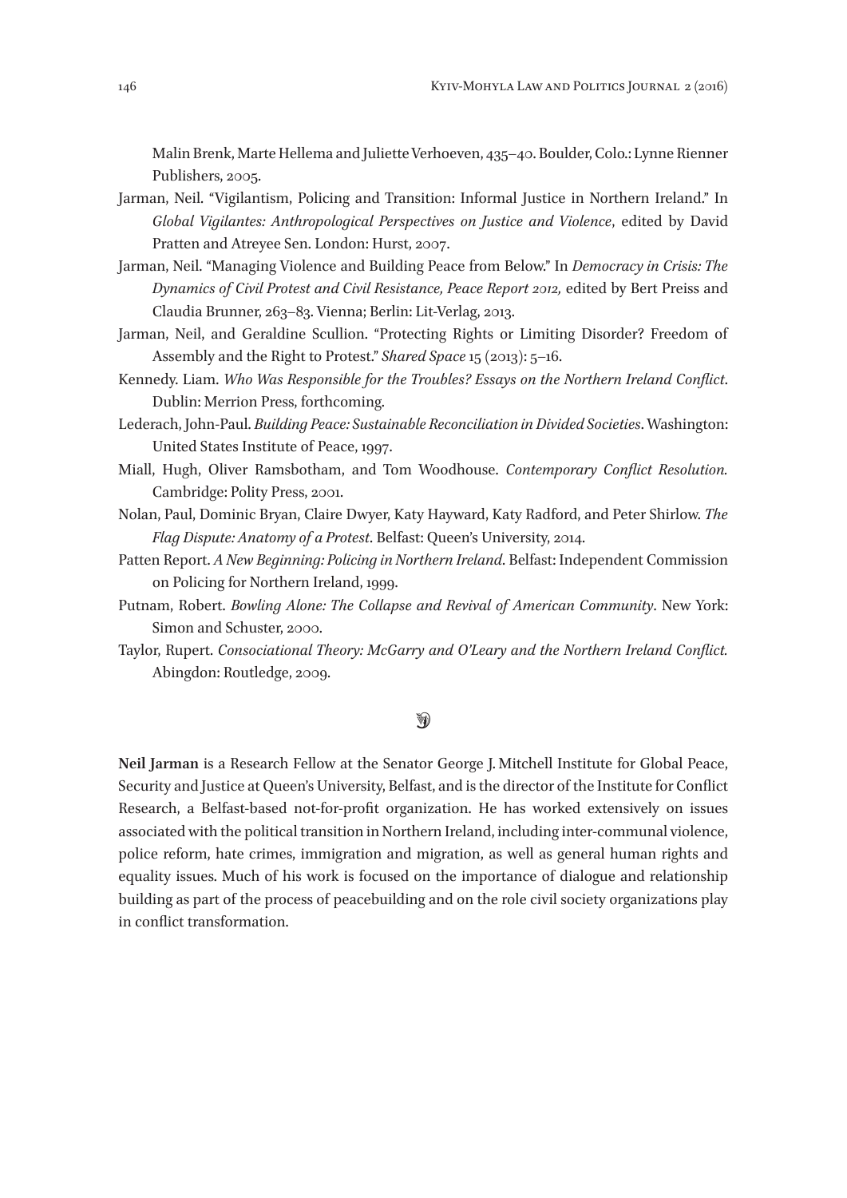Malin Brenk, Marte Hellema and Juliette Verhoeven, 435–40. Boulder, Colo.: Lynne Rienner Publishers, 2005.

Jarman, Neil. "Vigilantism, Policing and Transition: Informal Justice in Northern Ireland." In *Global Vigilantes: Anthropological Perspectives on Justice and Violence*, edited by David Pratten and Atreyee Sen. London: Hurst, 2007.

Jarman, Neil. "Managing Violence and Building Peace from Below." In *Democracy in Crisis: The Dynamics of Civil Protest and Civil Resistance, Peace Report 2012,* edited by Bert Preiss and Claudia Brunner, 263–83. Vienna; Berlin: Lit-Verlag, 2013.

Jarman, Neil, and Geraldine Scullion. "Protecting Rights or Limiting Disorder? Freedom of Assembly and the Right to Protest." *Shared Space* 15 (2013): 5–16.

Kennedy. Liam. *Who Was Responsible for the Troubles? Essays on the Northern Ireland Conflict*. Dublin: Merrion Press, forthcoming.

Lederach, John-Paul. *Building Peace: Sustainable Reconciliation in Divided Societies*. Washington: United States Institute of Peace, 1997.

Miall, Hugh, Oliver Ramsbotham, and Tom Woodhouse. *Contemporary Conflict Resolution.* Cambridge: Polity Press, 2001.

Nolan, Paul, Dominic Bryan, Claire Dwyer, Katy Hayward, Katy Radford, and Peter Shirlow. *The Flag Dispute: Anatomy of a Protest*. Belfast: Queen's University, 2014.

Patten Report. *A New Beginning: Policing in Northern Ireland*. Belfast: Independent Commission on Policing for Northern Ireland, 1999.

Putnam, Robert. *Bowling Alone: The Collapse and Revival of American Community*. New York: Simon and Schuster, 2000.

Taylor, Rupert. *Consociational Theory: McGarry and O'Leary and the Northern Ireland Conflict.* Abingdon: Routledge, 2009.

**Neil Jarman** is a Research Fellow at the Senator George J. Mitchell Institute for Global Peace, Security and Justice at Queen's University, Belfast, and is the director of the Institute for Conflict Research, a Belfast-based not-for-profit organization. He has worked extensively on issues associated with the political transition in Northern Ireland, including inter-communal violence, police reform, hate crimes, immigration and migration, as well as general human rights and equality issues. Much of his work is focused on the importance of dialogue and relationship building as part of the process of peacebuilding and on the role civil society organizations play in conflict transformation.